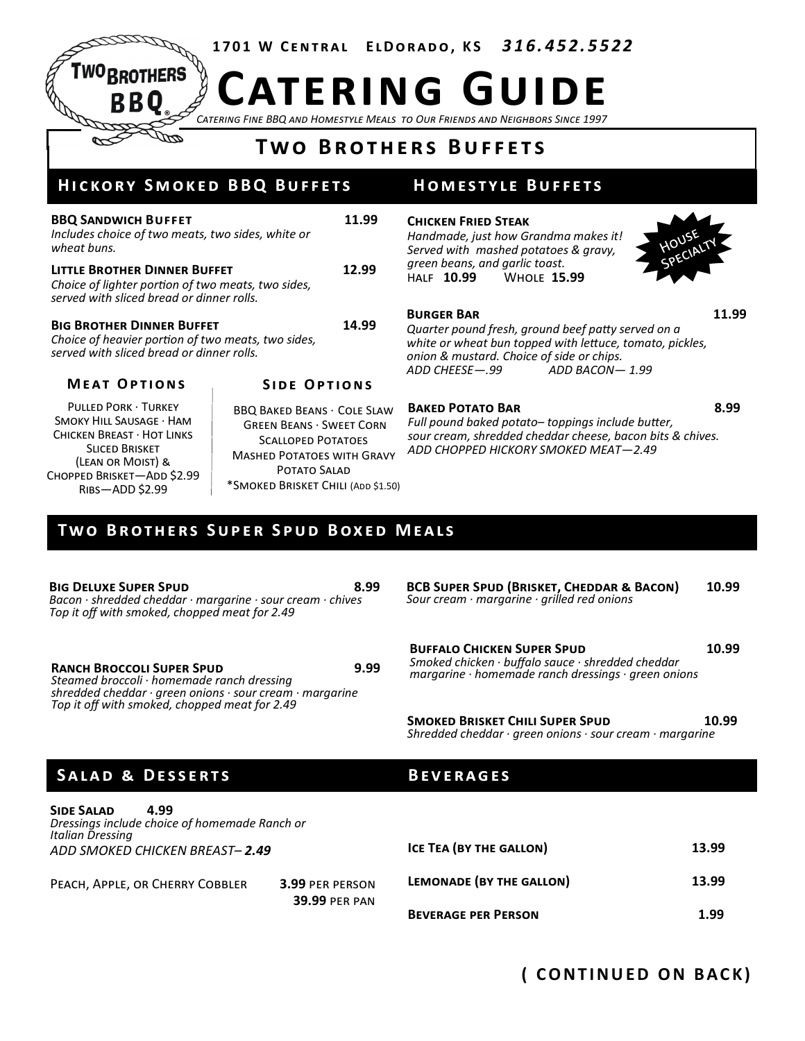1701 W Central ElDorado, KS *316.452.5522*

Two Brothers BBQ®

# Catering Guide

*Catering Fine BBQ and Homestyle Meals to Our Friends and Neighbors Since 1997*

## Two Brothers Buffets

### Hickory Smoked BBQ Buffets

**BBQ Sandwich Buffet** **11.99**
*Includes choice of two meats, two sides, white or wheat buns.*

**Little Brother Dinner Buffet** **12.99**
*Choice of lighter portion of two meats, two sides, served with sliced bread or dinner rolls.*

**Big Brother Dinner Buffet** **14.99**
*Choice of heavier portion of two meats, two sides, served with sliced bread or dinner rolls.*

#### Meat Options

Pulled Pork · Turkey
Smoky Hill Sausage · Ham
Chicken Breast · Hot Links
Sliced Brisket
(Lean or Moist) &
Chopped Brisket—Add $2.99
Ribs—Add $2.99

#### Side Options

BBQ Baked Beans · Cole Slaw
Green Beans · Sweet Corn
Scalloped Potatoes
Mashed Potatoes with Gravy
Potato Salad
*Smoked Brisket Chili (Add $1.50)

### Homestyle Buffets

**Chicken Fried Steak**
*Handmade, just how Grandma makes it! Served with mashed potatoes & gravy, green beans, and garlic toast.*
Half **10.99** Whole **15.99**

House Specialty

**Burger Bar** **11.99**
*Quarter pound fresh, ground beef patty served on a white or wheat bun topped with lettuce, tomato, pickles, onion & mustard. Choice of side or chips.*
*ADD CHEESE—.99 ADD BACON— 1.99*

**Baked Potato Bar** **8.99**
*Full pound baked potato– toppings include butter, sour cream, shredded cheddar cheese, bacon bits & chives.*
*ADD CHOPPED HICKORY SMOKED MEAT—2.49*

## Two Brothers Super Spud Boxed Meals

**Big Deluxe Super Spud** **8.99**
*Bacon · shredded cheddar · margarine · sour cream · chives*
*Top it off with smoked, chopped meat for 2.49*

**Ranch Broccoli Super Spud** **9.99**
*Steamed broccoli · homemade ranch dressing shredded cheddar · green onions · sour cream · margarine*
*Top it off with smoked, chopped meat for 2.49*

**BCB Super Spud (Brisket, Cheddar & Bacon)** **10.99**
*Sour cream · margarine · grilled red onions*

**Buffalo Chicken Super Spud** **10.99**
*Smoked chicken · buffalo sauce · shredded cheddar margarine · homemade ranch dressings · green onions*

**Smoked Brisket Chili Super Spud** **10.99**
*Shredded cheddar · green onions · sour cream · margarine*

## Salad & Desserts

**Side Salad** **4.99**
*Dressings include choice of homemade Ranch or Italian Dressing*
*ADD SMOKED CHICKEN BREAST– **2.49***

Peach, Apple, or Cherry Cobbler **3.99** per person
**39.99** per pan

## Beverages

| Item | Price |
|---|---|
| **Ice Tea (by the gallon)** | **13.99** |
| **Lemonade (by the gallon)** | **13.99** |
| **Beverage per Person** | **1.99** |

**( Continued on Back)**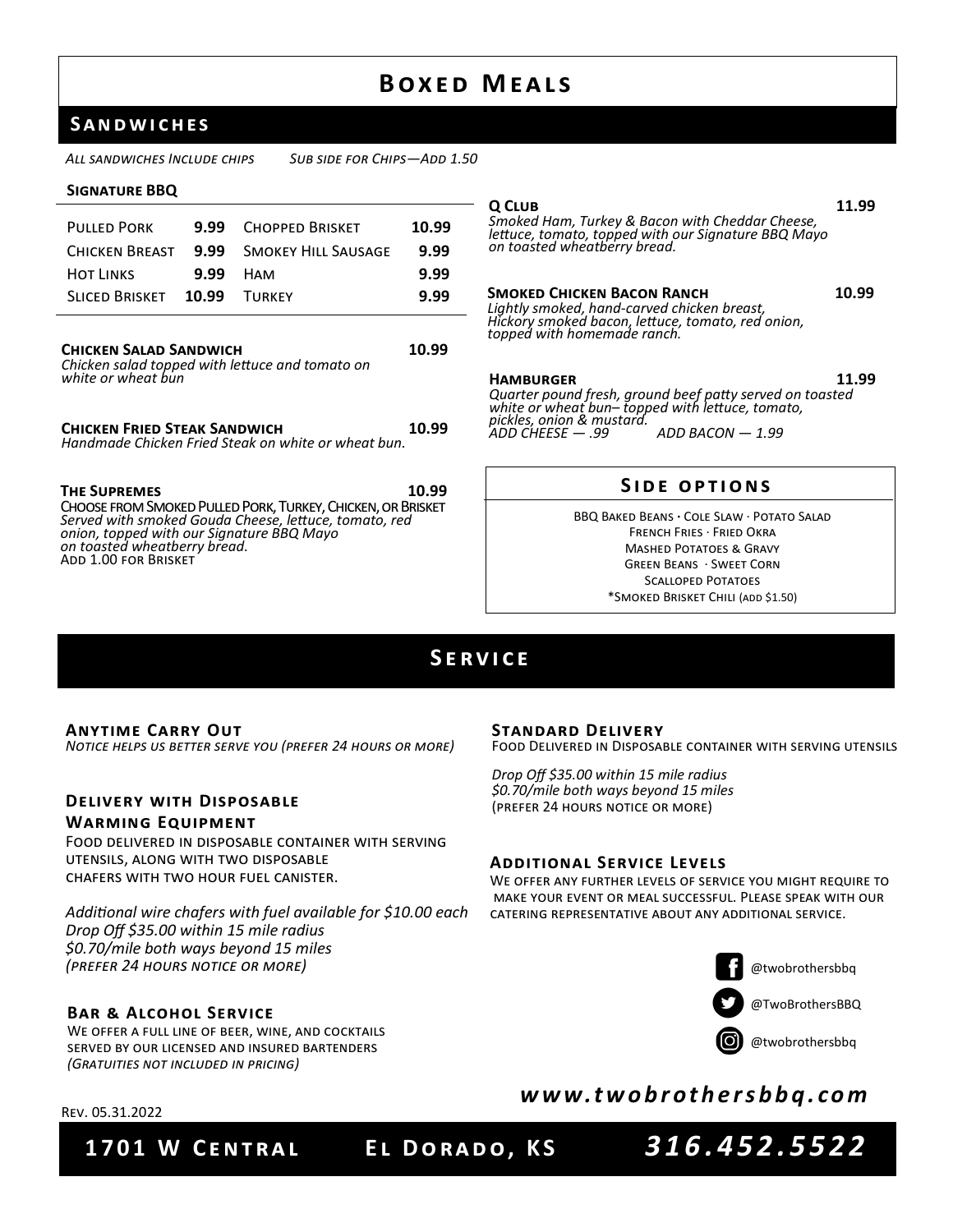# Boxed Meals

## Sandwiches

*All sandwiches Include chips* *Sub side for Chips—Add 1.50*

### Signature BBQ

| | | | |
|---|---|---|---|
| Pulled Pork | 9.99 | Chopped Brisket | 10.99 |
| Chicken Breast | 9.99 | Smokey Hill Sausage | 9.99 |
| Hot Links | 9.99 | Ham | 9.99 |
| Sliced Brisket | 10.99 | Turkey | 9.99 |

**Chicken Salad Sandwich** 10.99
*Chicken salad topped with lettuce and tomato on white or wheat bun*

**Chicken Fried Steak Sandwich** 10.99
*Handmade Chicken Fried Steak on white or wheat bun.*

**The Supremes** 10.99
Choose from Smoked Pulled Pork, Turkey, Chicken, or Brisket
*Served with smoked Gouda Cheese, lettuce, tomato, red onion, topped with our Signature BBQ Mayo on toasted wheatberry bread.*
Add 1.00 for Brisket

**Q Club** 11.99
*Smoked Ham, Turkey & Bacon with Cheddar Cheese, lettuce, tomato, topped with our Signature BBQ Mayo on toasted wheatberry bread.*

**Smoked Chicken Bacon Ranch** 10.99
*Lightly smoked, hand-carved chicken breast, Hickory smoked bacon, lettuce, tomato, red onion, topped with homemade ranch.*

**Hamburger** 11.99
*Quarter pound fresh, ground beef patty served on toasted white or wheat bun– topped with lettuce, tomato, pickles, onion & mustard.*
*ADD CHEESE — .99* *ADD BACON — 1.99*

### Side options

BBQ Baked Beans · Cole Slaw · Potato Salad
French Fries · Fried Okra
Mashed Potatoes & Gravy
Green Beans · Sweet Corn
Scalloped Potatoes
*Smoked Brisket Chili (add $1.50)

# Service

### Anytime Carry Out

*Notice helps us better serve you (prefer 24 hours or more)*

### Delivery with Disposable Warming Equipment

Food delivered in disposable container with serving utensils, along with two disposable chafers with two hour fuel canister.

*Additional wire chafers with fuel available for $10.00 each*
*Drop Off $35.00 within 15 mile radius*
*$0.70/mile both ways beyond 15 miles*
*(prefer 24 hours notice or more)*

### Bar & Alcohol Service

We offer a full line of beer, wine, and cocktails served by our licensed and insured bartenders
*(Gratuities not included in pricing)*

### Standard Delivery

Food Delivered in Disposable container with serving utensils

*Drop Off $35.00 within 15 mile radius*
*$0.70/mile both ways beyond 15 miles*
(prefer 24 hours notice or more)

### Additional Service Levels

We offer any further levels of service you might require to make your event or meal successful. Please speak with our catering representative about any additional service.

@twobrothersbbq
@TwoBrothersBBQ
@twobrothersbbq

***www.twobrothersbbq.com***

Rev. 05.31.2022

**1701 W Central** **El Dorado, KS** ***316.452.5522***